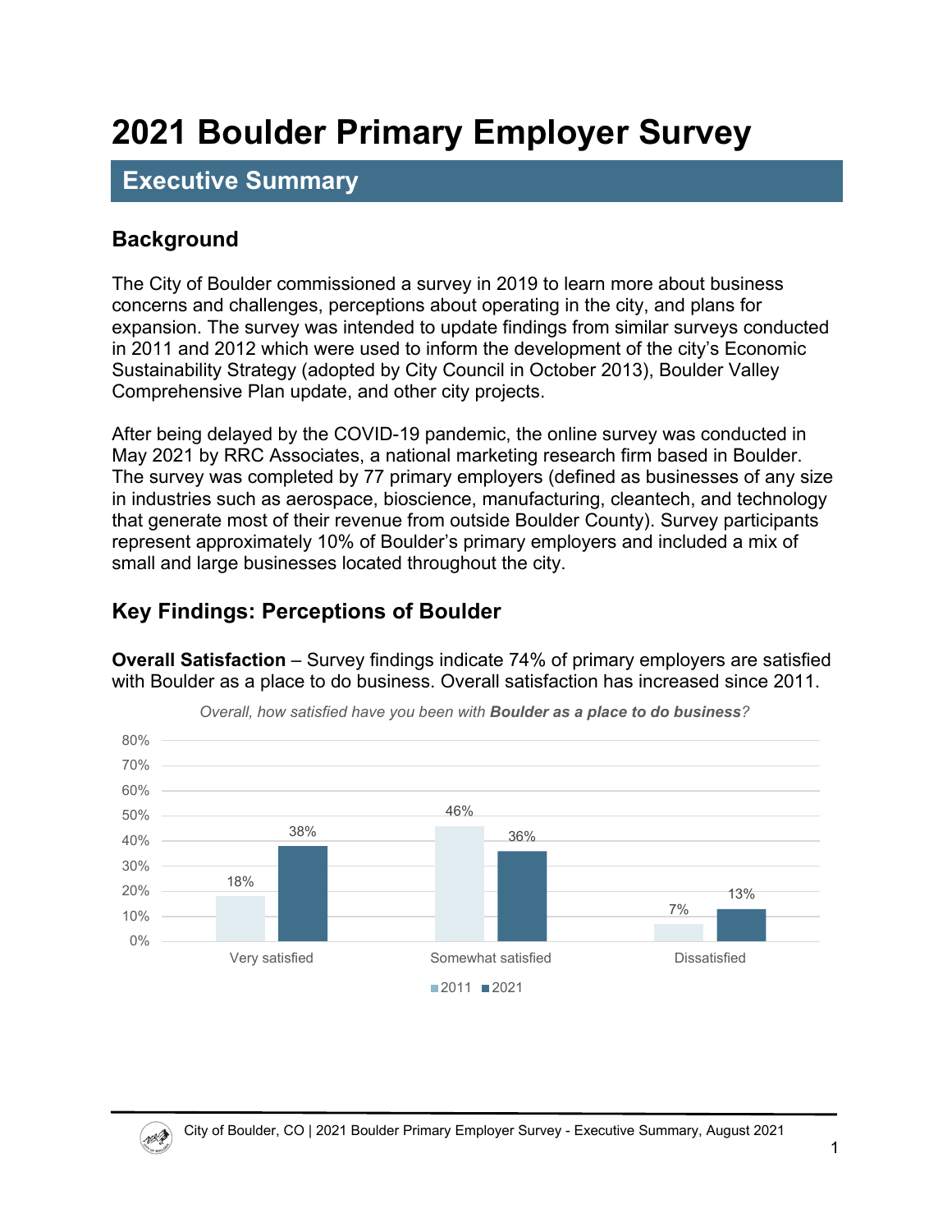# 2021 Boulder Primary Employer Survey

## Executive Summary

### Background

The City of Boulder commissioned a survey in 2019 to learn more about business concerns and challenges, perceptions about operating in the city, and plans for expansion. The survey was intended to update findings from similar surveys conducted in 2011 and 2012 which were used to inform the development of the city's Economic Sustainability Strategy (adopted by City Council in October 2013), Boulder Valley Comprehensive Plan update, and other city projects.

After being delayed by the COVID-19 pandemic, the online survey was conducted in May 2021 by RRC Associates, a national marketing research firm based in Boulder. The survey was completed by 77 primary employers (defined as businesses of any size in industries such as aerospace, bioscience, manufacturing, cleantech, and technology that generate most of their revenue from outside Boulder County). Survey participants represent approximately 10% of Boulder's primary employers and included a mix of small and large businesses located throughout the city.

### Key Findings: Perceptions of Boulder

**Overall Satisfaction** – Survey findings indicate 74% of primary employers are satisfied with Boulder as a place to do business. Overall satisfaction has increased since 2011.

*Overall, how satisfied have you been with **Boulder as a place to do business**?*

| | 2011 | 2021 |
|---|---|---|
| Very satisfied | 18% | 38% |
| Somewhat satisfied | 46% | 36% |
| Dissatisfied | 7% | 13% |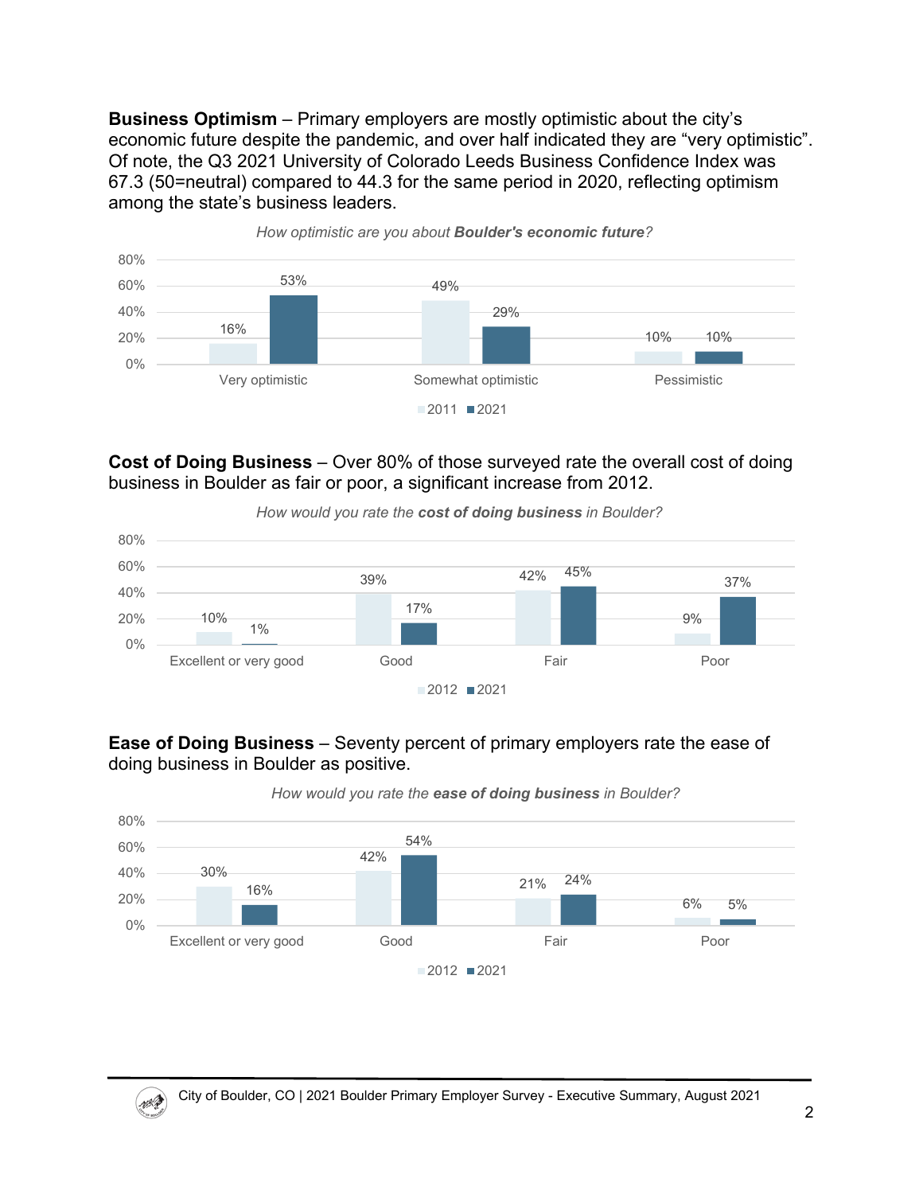**Business Optimism** – Primary employers are mostly optimistic about the city's economic future despite the pandemic, and over half indicated they are "very optimistic". Of note, the Q3 2021 University of Colorado Leeds Business Confidence Index was 67.3 (50=neutral) compared to 44.3 for the same period in 2020, reflecting optimism among the state's business leaders.

*How optimistic are you about **Boulder's economic future**?*

| | 2011 | 2021 |
|---|---|---|
| Very optimistic | 16% | 53% |
| Somewhat optimistic | 49% | 29% |
| Pessimistic | 10% | 10% |

**Cost of Doing Business** – Over 80% of those surveyed rate the overall cost of doing business in Boulder as fair or poor, a significant increase from 2012.

*How would you rate the **cost of doing business** in Boulder?*

| | 2012 | 2021 |
|---|---|---|
| Excellent or very good | 10% | 1% |
| Good | 39% | 17% |
| Fair | 42% | 45% |
| Poor | 9% | 37% |

**Ease of Doing Business** – Seventy percent of primary employers rate the ease of doing business in Boulder as positive.

*How would you rate the **ease of doing business** in Boulder?*

| | 2012 | 2021 |
|---|---|---|
| Excellent or very good | 30% | 16% |
| Good | 42% | 54% |
| Fair | 21% | 24% |
| Poor | 6% | 5% |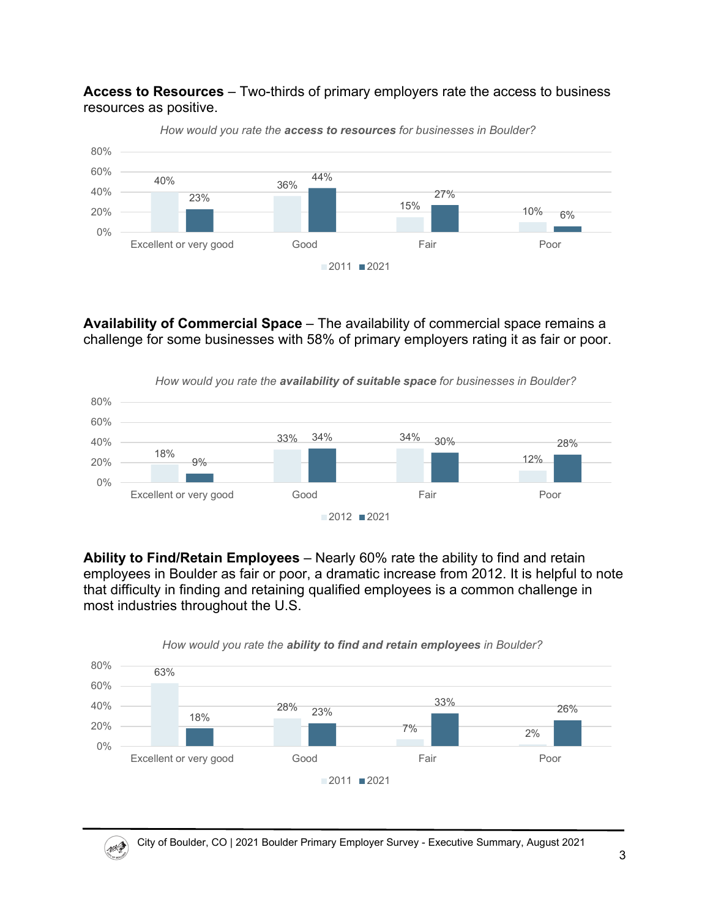**Access to Resources** – Two-thirds of primary employers rate the access to business resources as positive.

*How would you rate the **access to resources** for businesses in Boulder?*

| | 2011 | 2021 |
|---|---|---|
| Excellent or very good | 40% | 23% |
| Good | 36% | 44% |
| Fair | 15% | 27% |
| Poor | 10% | 6% |

**Availability of Commercial Space** – The availability of commercial space remains a challenge for some businesses with 58% of primary employers rating it as fair or poor.

*How would you rate the **availability of suitable space** for businesses in Boulder?*

| | 2012 | 2021 |
|---|---|---|
| Excellent or very good | 18% | 9% |
| Good | 33% | 34% |
| Fair | 34% | 30% |
| Poor | 12% | 28% |

**Ability to Find/Retain Employees** – Nearly 60% rate the ability to find and retain employees in Boulder as fair or poor, a dramatic increase from 2012. It is helpful to note that difficulty in finding and retaining qualified employees is a common challenge in most industries throughout the U.S.

*How would you rate the **ability to find and retain employees** in Boulder?*

| | 2011 | 2021 |
|---|---|---|
| Excellent or very good | 63% | 18% |
| Good | 28% | 23% |
| Fair | 7% | 33% |
| Poor | 2% | 26% |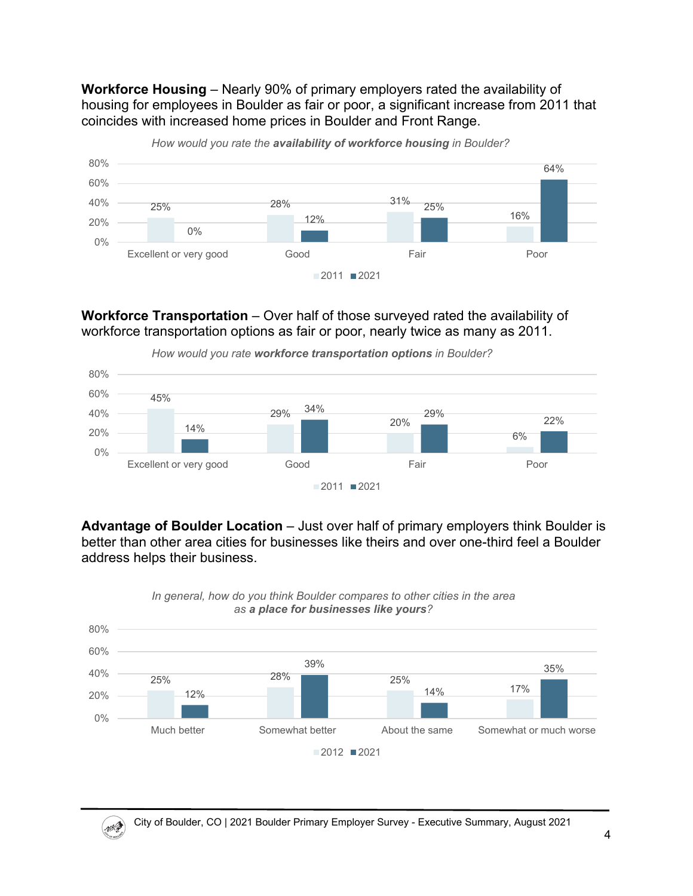**Workforce Housing** – Nearly 90% of primary employers rated the availability of housing for employees in Boulder as fair or poor, a significant increase from 2011 that coincides with increased home prices in Boulder and Front Range.

*How would you rate the **availability of workforce housing** in Boulder?*

| | 2011 | 2021 |
|---|---|---|
| Excellent or very good | 25% | 0% |
| Good | 28% | 12% |
| Fair | 31% | 25% |
| Poor | 16% | 64% |

**Workforce Transportation** – Over half of those surveyed rated the availability of workforce transportation options as fair or poor, nearly twice as many as 2011.

*How would you rate **workforce transportation options** in Boulder?*

| | 2011 | 2021 |
|---|---|---|
| Excellent or very good | 45% | 14% |
| Good | 29% | 34% |
| Fair | 20% | 29% |
| Poor | 6% | 22% |

**Advantage of Boulder Location** – Just over half of primary employers think Boulder is better than other area cities for businesses like theirs and over one-third feel a Boulder address helps their business.

*In general, how do you think Boulder compares to other cities in the area as **a place for businesses like yours**?*

| | 2012 | 2021 |
|---|---|---|
| Much better | 25% | 12% |
| Somewhat better | 28% | 39% |
| About the same | 25% | 14% |
| Somewhat or much worse | 17% | 35% |

City of Boulder, CO | 2021 Boulder Primary Employer Survey - Executive Summary, August 2021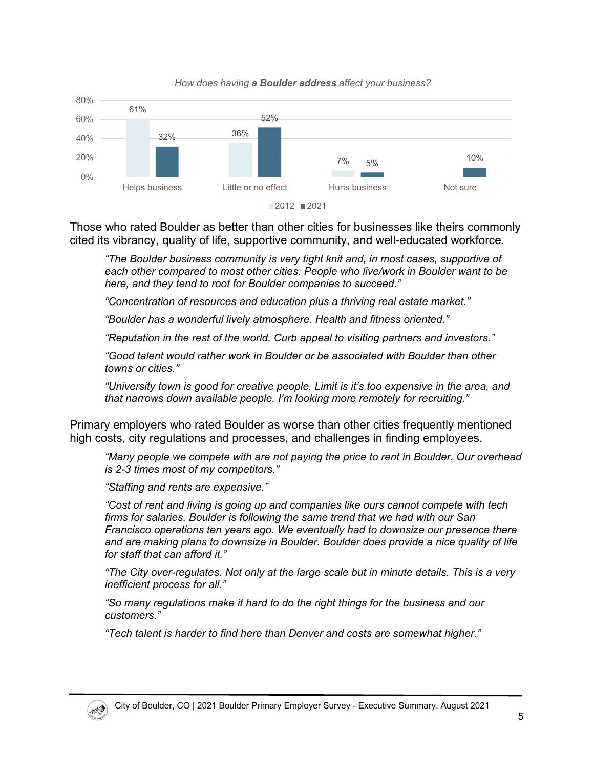*How does having **a Boulder address** affect your business?*

| | 2012 | 2021 |
|---|---|---|
| Helps business | 61% | 32% |
| Little or no effect | 36% | 52% |
| Hurts business | 7% | 5% |
| Not sure | | 10% |

Those who rated Boulder as better than other cities for businesses like theirs commonly cited its vibrancy, quality of life, supportive community, and well-educated workforce.

> *"The Boulder business community is very tight knit and, in most cases, supportive of each other compared to most other cities. People who live/work in Boulder want to be here, and they tend to root for Boulder companies to succeed."*
>
> *"Concentration of resources and education plus a thriving real estate market."*
>
> *"Boulder has a wonderful lively atmosphere. Health and fitness oriented."*
>
> *"Reputation in the rest of the world. Curb appeal to visiting partners and investors."*
>
> *"Good talent would rather work in Boulder or be associated with Boulder than other towns or cities."*
>
> *"University town is good for creative people. Limit is it's too expensive in the area, and that narrows down available people. I'm looking more remotely for recruiting."*

Primary employers who rated Boulder as worse than other cities frequently mentioned high costs, city regulations and processes, and challenges in finding employees.

> *"Many people we compete with are not paying the price to rent in Boulder. Our overhead is 2-3 times most of my competitors."*
>
> *"Staffing and rents are expensive."*
>
> *"Cost of rent and living is going up and companies like ours cannot compete with tech firms for salaries. Boulder is following the same trend that we had with our San Francisco operations ten years ago. We eventually had to downsize our presence there and are making plans to downsize in Boulder. Boulder does provide a nice quality of life for staff that can afford it."*
>
> *"The City over-regulates. Not only at the large scale but in minute details. This is a very inefficient process for all."*
>
> *"So many regulations make it hard to do the right things for the business and our customers."*
>
> *"Tech talent is harder to find here than Denver and costs are somewhat higher."*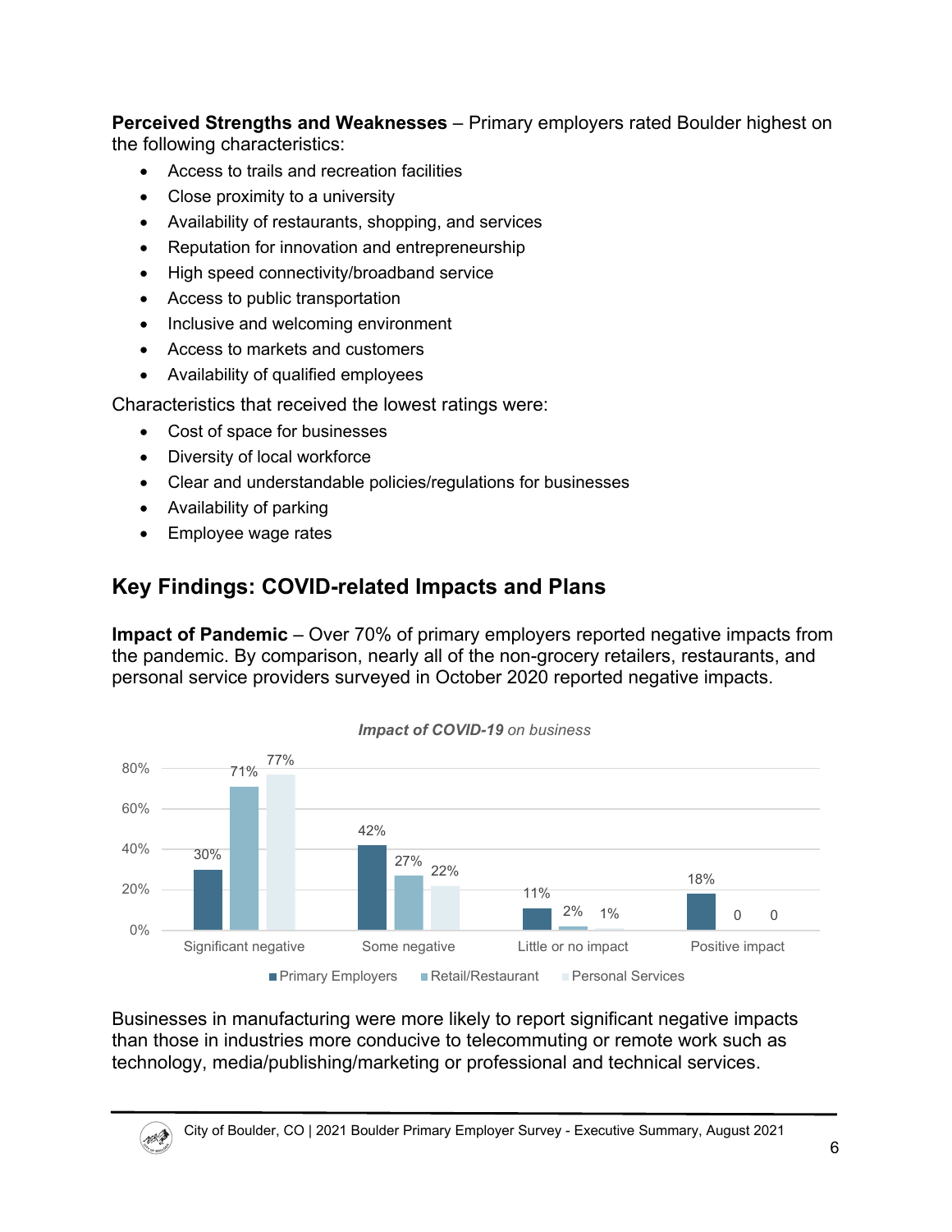**Perceived Strengths and Weaknesses** – Primary employers rated Boulder highest on the following characteristics:

- Access to trails and recreation facilities
- Close proximity to a university
- Availability of restaurants, shopping, and services
- Reputation for innovation and entrepreneurship
- High speed connectivity/broadband service
- Access to public transportation
- Inclusive and welcoming environment
- Access to markets and customers
- Availability of qualified employees

Characteristics that received the lowest ratings were:

- Cost of space for businesses
- Diversity of local workforce
- Clear and understandable policies/regulations for businesses
- Availability of parking
- Employee wage rates

## Key Findings: COVID-related Impacts and Plans

**Impact of Pandemic** – Over 70% of primary employers reported negative impacts from the pandemic. By comparison, nearly all of the non-grocery retailers, restaurants, and personal service providers surveyed in October 2020 reported negative impacts.

*Impact of COVID-19 on business*

| | Primary Employers | Retail/Restaurant | Personal Services |
|---|---|---|---|
| Significant negative | 30% | 71% | 77% |
| Some negative | 42% | 27% | 22% |
| Little or no impact | 11% | 2% | 1% |
| Positive impact | 18% | 0 | 0 |

Businesses in manufacturing were more likely to report significant negative impacts than those in industries more conducive to telecommuting or remote work such as technology, media/publishing/marketing or professional and technical services.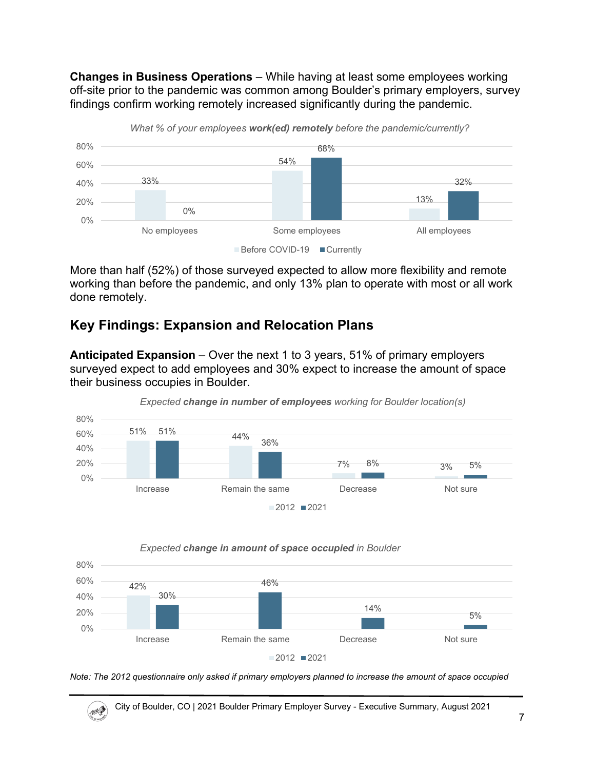**Changes in Business Operations** – While having at least some employees working off-site prior to the pandemic was common among Boulder's primary employers, survey findings confirm working remotely increased significantly during the pandemic.

*What % of your employees **work(ed) remotely** before the pandemic/currently?*

| | Before COVID-19 | Currently |
|---|---|---|
| No employees | 33% | 0% |
| Some employees | 54% | 68% |
| All employees | 13% | 32% |

More than half (52%) of those surveyed expected to allow more flexibility and remote working than before the pandemic, and only 13% plan to operate with most or all work done remotely.

## Key Findings: Expansion and Relocation Plans

**Anticipated Expansion** – Over the next 1 to 3 years, 51% of primary employers surveyed expect to add employees and 30% expect to increase the amount of space their business occupies in Boulder.

*Expected **change in number of employees** working for Boulder location(s)*

| | 2012 | 2021 |
|---|---|---|
| Increase | 51% | 51% |
| Remain the same | 44% | 36% |
| Decrease | 7% | 8% |
| Not sure | 3% | 5% |

*Expected **change in amount of space occupied** in Boulder*

| | 2012 | 2021 |
|---|---|---|
| Increase | 42% | 30% |
| Remain the same | | 46% |
| Decrease | | 14% |
| Not sure | | 5% |

*Note: The 2012 questionnaire only asked if primary employers planned to increase the amount of space occupied*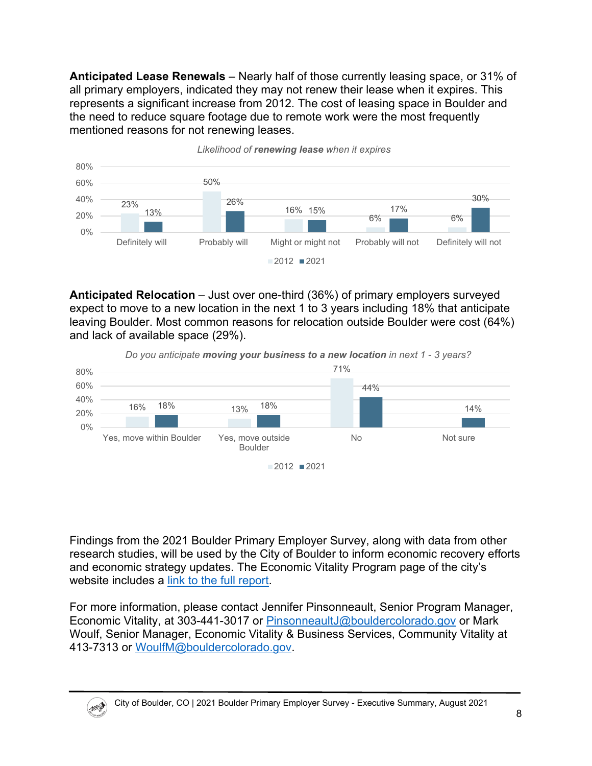**Anticipated Lease Renewals** – Nearly half of those currently leasing space, or 31% of all primary employers, indicated they may not renew their lease when it expires. This represents a significant increase from 2012. The cost of leasing space in Boulder and the need to reduce square footage due to remote work were the most frequently mentioned reasons for not renewing leases.

*Likelihood of* ***renewing lease*** *when it expires*

80%
60%
40%
20%
0%

23% 13%
Definitely will

50% 26%
Probably will

16% 15%
Might or might not

6% 17%
Probably will not

6% 30%
Definitely will not

2012 2021

**Anticipated Relocation** – Just over one-third (36%) of primary employers surveyed expect to move to a new location in the next 1 to 3 years including 18% that anticipate leaving Boulder. Most common reasons for relocation outside Boulder were cost (64%) and lack of available space (29%).

*Do you anticipate* ***moving your business to a new location*** *in next 1 - 3 years?*

80%
60%
40%
20%
0%

16% 18%
Yes, move within Boulder

13% 18%
Yes, move outside Boulder

71% 44%
No

14%
Not sure

2012 2021

Findings from the 2021 Boulder Primary Employer Survey, along with data from other research studies, will be used by the City of Boulder to inform economic recovery efforts and economic strategy updates. The Economic Vitality Program page of the city's website includes a link to the full report.

For more information, please contact Jennifer Pinsonneault, Senior Program Manager, Economic Vitality, at 303-441-3017 or PinsonneaultJ@bouldercolorado.gov or Mark Woulf, Senior Manager, Economic Vitality & Business Services, Community Vitality at 413-7313 or WoulfM@bouldercolorado.gov.